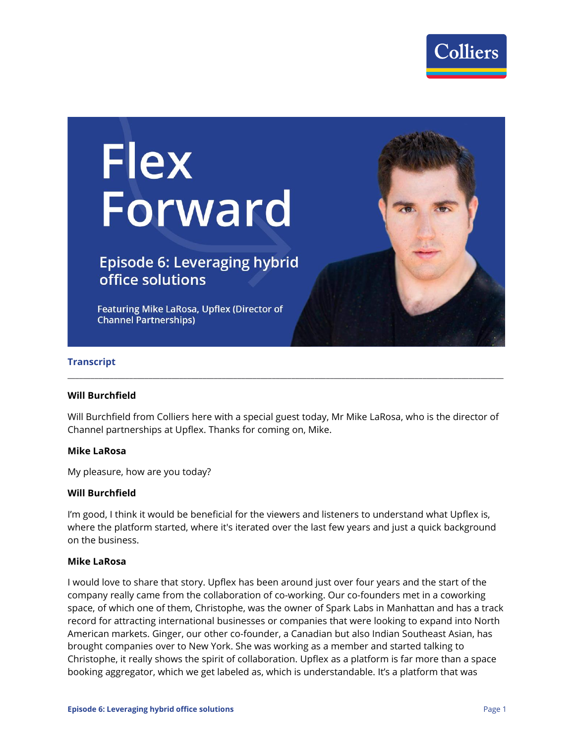# Flex Forward

## Episode 6: Leveraging hybrid office solutions

Featuring Mike LaRosa, Upflex (Director of Channel Partnerships)

### Transcript

---

**Will Burchfield**

Will Burchfield from Colliers here with a special guest today, Mr Mike LaRosa, who is the director of Channel partnerships at Upflex. Thanks for coming on, Mike.

**Mike LaRosa**

My pleasure, how are you today?

**Will Burchfield**

I'm good, I think it would be beneficial for the viewers and listeners to understand what Upflex is, where the platform started, where it's iterated over the last few years and just a quick background on the business.

**Mike LaRosa**

I would love to share that story. Upflex has been around just over four years and the start of the company really came from the collaboration of co-working. Our co-founders met in a coworking space, of which one of them, Christophe, was the owner of Spark Labs in Manhattan and has a track record for attracting international businesses or companies that were looking to expand into North American markets. Ginger, our other co-founder, a Canadian but also Indian Southeast Asian, has brought companies over to New York. She was working as a member and started talking to Christophe, it really shows the spirit of collaboration. Upflex as a platform is far more than a space booking aggregator, which we get labeled as, which is understandable. It's a platform that was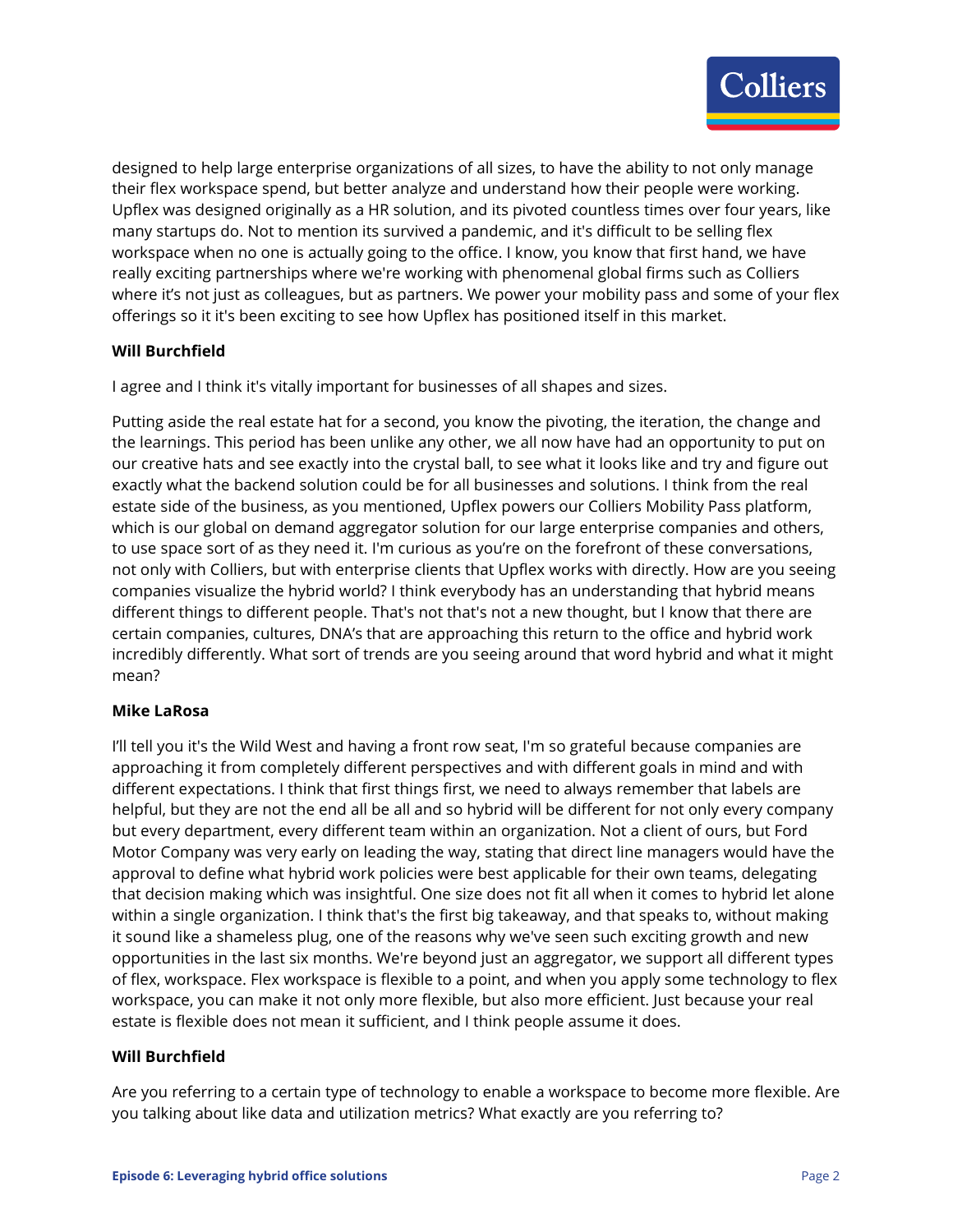designed to help large enterprise organizations of all sizes, to have the ability to not only manage their flex workspace spend, but better analyze and understand how their people were working. Upflex was designed originally as a HR solution, and its pivoted countless times over four years, like many startups do. Not to mention its survived a pandemic, and it's difficult to be selling flex workspace when no one is actually going to the office. I know, you know that first hand, we have really exciting partnerships where we're working with phenomenal global firms such as Colliers where it's not just as colleagues, but as partners. We power your mobility pass and some of your flex offerings so it it's been exciting to see how Upflex has positioned itself in this market.

**Will Burchfield**

I agree and I think it's vitally important for businesses of all shapes and sizes.

Putting aside the real estate hat for a second, you know the pivoting, the iteration, the change and the learnings. This period has been unlike any other, we all now have had an opportunity to put on our creative hats and see exactly into the crystal ball, to see what it looks like and try and figure out exactly what the backend solution could be for all businesses and solutions. I think from the real estate side of the business, as you mentioned, Upflex powers our Colliers Mobility Pass platform, which is our global on demand aggregator solution for our large enterprise companies and others, to use space sort of as they need it. I'm curious as you're on the forefront of these conversations, not only with Colliers, but with enterprise clients that Upflex works with directly. How are you seeing companies visualize the hybrid world? I think everybody has an understanding that hybrid means different things to different people. That's not that's not a new thought, but I know that there are certain companies, cultures, DNA's that are approaching this return to the office and hybrid work incredibly differently. What sort of trends are you seeing around that word hybrid and what it might mean?

**Mike LaRosa**

I'll tell you it's the Wild West and having a front row seat, I'm so grateful because companies are approaching it from completely different perspectives and with different goals in mind and with different expectations. I think that first things first, we need to always remember that labels are helpful, but they are not the end all be all and so hybrid will be different for not only every company but every department, every different team within an organization. Not a client of ours, but Ford Motor Company was very early on leading the way, stating that direct line managers would have the approval to define what hybrid work policies were best applicable for their own teams, delegating that decision making which was insightful. One size does not fit all when it comes to hybrid let alone within a single organization. I think that's the first big takeaway, and that speaks to, without making it sound like a shameless plug, one of the reasons why we've seen such exciting growth and new opportunities in the last six months. We're beyond just an aggregator, we support all different types of flex, workspace. Flex workspace is flexible to a point, and when you apply some technology to flex workspace, you can make it not only more flexible, but also more efficient. Just because your real estate is flexible does not mean it sufficient, and I think people assume it does.

**Will Burchfield**

Are you referring to a certain type of technology to enable a workspace to become more flexible. Are you talking about like data and utilization metrics? What exactly are you referring to?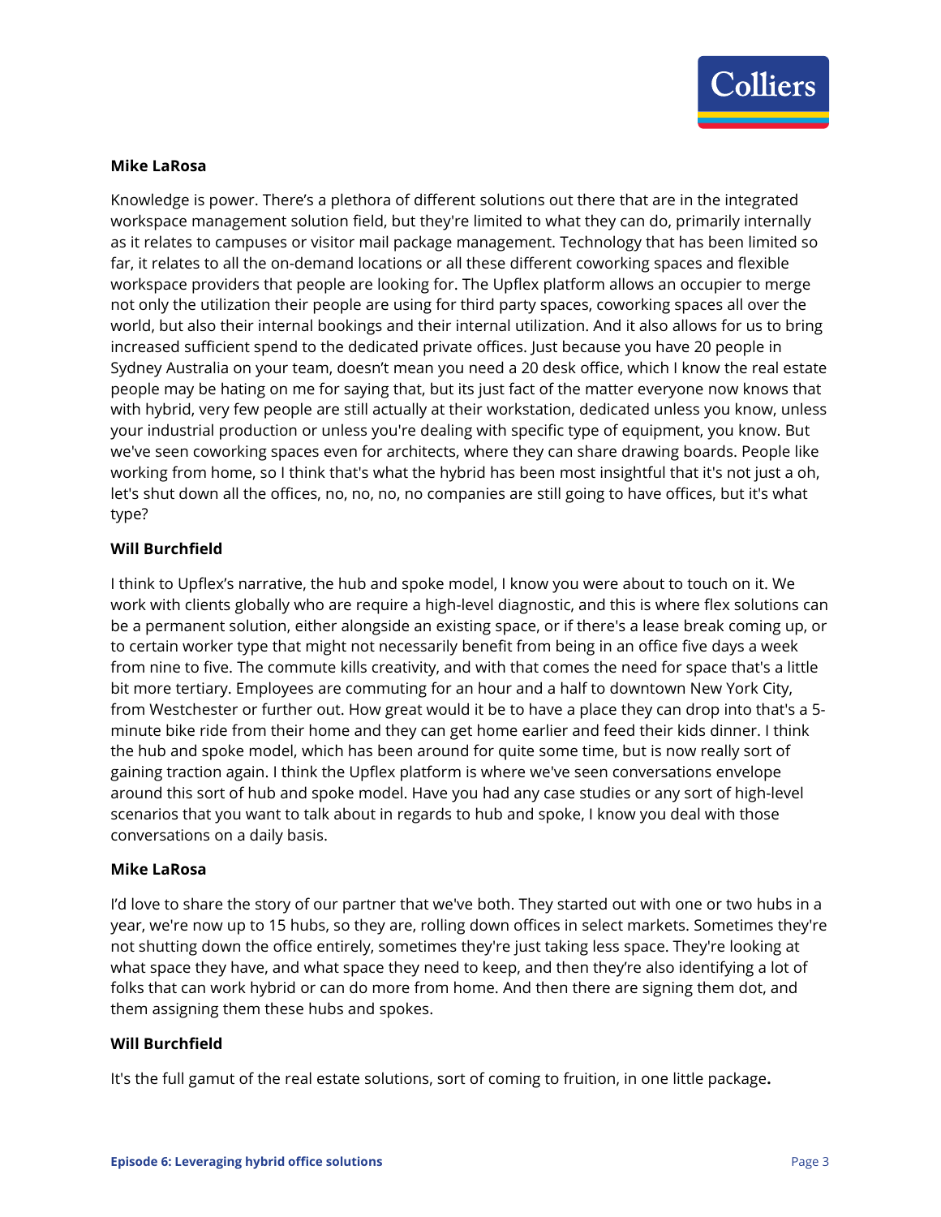**Mike LaRosa**

Knowledge is power. There's a plethora of different solutions out there that are in the integrated workspace management solution field, but they're limited to what they can do, primarily internally as it relates to campuses or visitor mail package management. Technology that has been limited so far, it relates to all the on-demand locations or all these different coworking spaces and flexible workspace providers that people are looking for. The Upflex platform allows an occupier to merge not only the utilization their people are using for third party spaces, coworking spaces all over the world, but also their internal bookings and their internal utilization. And it also allows for us to bring increased sufficient spend to the dedicated private offices. Just because you have 20 people in Sydney Australia on your team, doesn't mean you need a 20 desk office, which I know the real estate people may be hating on me for saying that, but its just fact of the matter everyone now knows that with hybrid, very few people are still actually at their workstation, dedicated unless you know, unless your industrial production or unless you're dealing with specific type of equipment, you know. But we've seen coworking spaces even for architects, where they can share drawing boards. People like working from home, so I think that's what the hybrid has been most insightful that it's not just a oh, let's shut down all the offices, no, no, no, no companies are still going to have offices, but it's what type?

**Will Burchfield**

I think to Upflex's narrative, the hub and spoke model, I know you were about to touch on it. We work with clients globally who are require a high-level diagnostic, and this is where flex solutions can be a permanent solution, either alongside an existing space, or if there's a lease break coming up, or to certain worker type that might not necessarily benefit from being in an office five days a week from nine to five. The commute kills creativity, and with that comes the need for space that's a little bit more tertiary. Employees are commuting for an hour and a half to downtown New York City, from Westchester or further out. How great would it be to have a place they can drop into that's a 5-minute bike ride from their home and they can get home earlier and feed their kids dinner. I think the hub and spoke model, which has been around for quite some time, but is now really sort of gaining traction again. I think the Upflex platform is where we've seen conversations envelope around this sort of hub and spoke model. Have you had any case studies or any sort of high-level scenarios that you want to talk about in regards to hub and spoke, I know you deal with those conversations on a daily basis.

**Mike LaRosa**

I'd love to share the story of our partner that we've both. They started out with one or two hubs in a year, we're now up to 15 hubs, so they are, rolling down offices in select markets. Sometimes they're not shutting down the office entirely, sometimes they're just taking less space. They're looking at what space they have, and what space they need to keep, and then they're also identifying a lot of folks that can work hybrid or can do more from home. And then there are signing them dot, and them assigning them these hubs and spokes.

**Will Burchfield**

It's the full gamut of the real estate solutions, sort of coming to fruition, in one little package.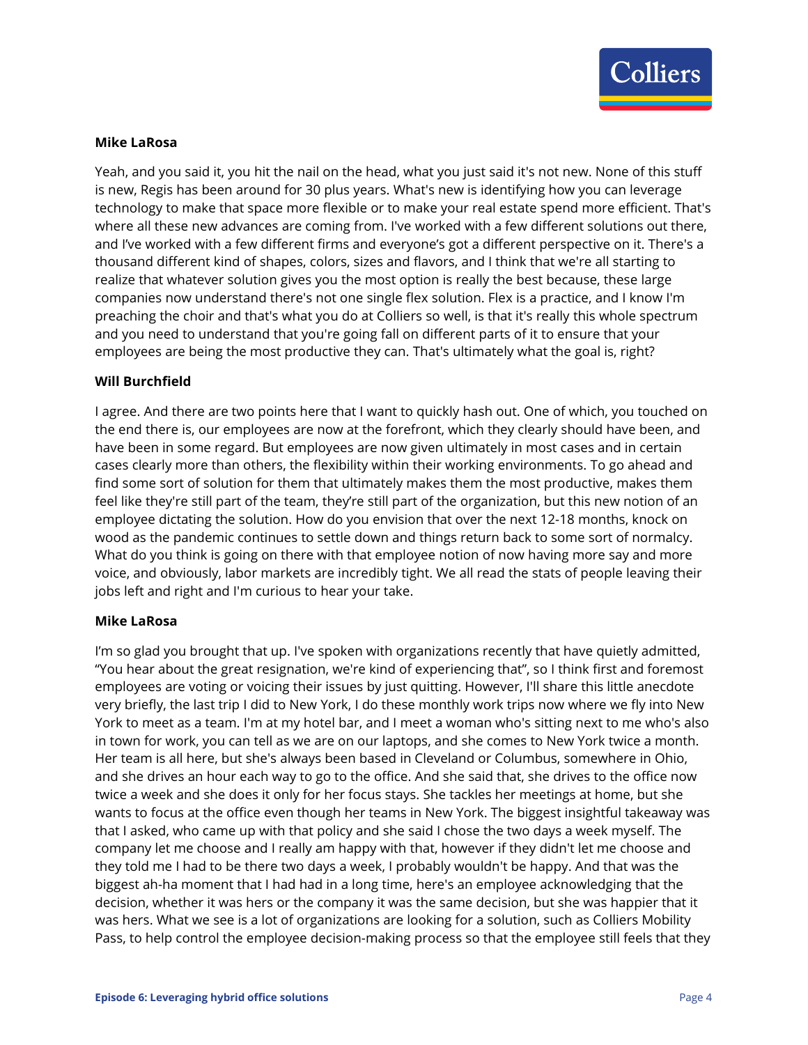**Mike LaRosa**

Yeah, and you said it, you hit the nail on the head, what you just said it's not new. None of this stuff is new, Regis has been around for 30 plus years. What's new is identifying how you can leverage technology to make that space more flexible or to make your real estate spend more efficient. That's where all these new advances are coming from. I've worked with a few different solutions out there, and I've worked with a few different firms and everyone's got a different perspective on it. There's a thousand different kind of shapes, colors, sizes and flavors, and I think that we're all starting to realize that whatever solution gives you the most option is really the best because, these large companies now understand there's not one single flex solution. Flex is a practice, and I know I'm preaching the choir and that's what you do at Colliers so well, is that it's really this whole spectrum and you need to understand that you're going fall on different parts of it to ensure that your employees are being the most productive they can. That's ultimately what the goal is, right?

**Will Burchfield**

I agree. And there are two points here that I want to quickly hash out. One of which, you touched on the end there is, our employees are now at the forefront, which they clearly should have been, and have been in some regard. But employees are now given ultimately in most cases and in certain cases clearly more than others, the flexibility within their working environments. To go ahead and find some sort of solution for them that ultimately makes them the most productive, makes them feel like they're still part of the team, they're still part of the organization, but this new notion of an employee dictating the solution. How do you envision that over the next 12-18 months, knock on wood as the pandemic continues to settle down and things return back to some sort of normalcy. What do you think is going on there with that employee notion of now having more say and more voice, and obviously, labor markets are incredibly tight. We all read the stats of people leaving their jobs left and right and I'm curious to hear your take.

**Mike LaRosa**

I'm so glad you brought that up. I've spoken with organizations recently that have quietly admitted, "You hear about the great resignation, we're kind of experiencing that", so I think first and foremost employees are voting or voicing their issues by just quitting. However, I'll share this little anecdote very briefly, the last trip I did to New York, I do these monthly work trips now where we fly into New York to meet as a team. I'm at my hotel bar, and I meet a woman who's sitting next to me who's also in town for work, you can tell as we are on our laptops, and she comes to New York twice a month. Her team is all here, but she's always been based in Cleveland or Columbus, somewhere in Ohio, and she drives an hour each way to go to the office. And she said that, she drives to the office now twice a week and she does it only for her focus stays. She tackles her meetings at home, but she wants to focus at the office even though her teams in New York. The biggest insightful takeaway was that I asked, who came up with that policy and she said I chose the two days a week myself. The company let me choose and I really am happy with that, however if they didn't let me choose and they told me I had to be there two days a week, I probably wouldn't be happy. And that was the biggest ah-ha moment that I had had in a long time, here's an employee acknowledging that the decision, whether it was hers or the company it was the same decision, but she was happier that it was hers. What we see is a lot of organizations are looking for a solution, such as Colliers Mobility Pass, to help control the employee decision-making process so that the employee still feels that they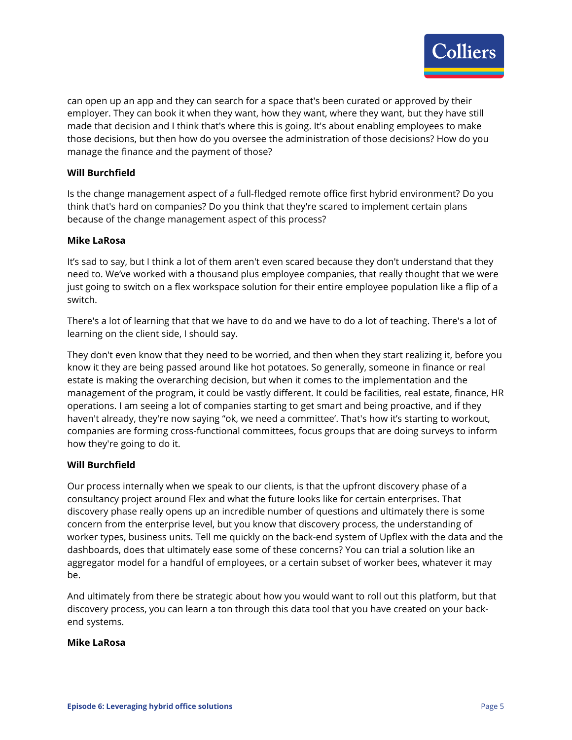can open up an app and they can search for a space that's been curated or approved by their employer. They can book it when they want, how they want, where they want, but they have still made that decision and I think that's where this is going. It's about enabling employees to make those decisions, but then how do you oversee the administration of those decisions? How do you manage the finance and the payment of those?

**Will Burchfield**

Is the change management aspect of a full-fledged remote office first hybrid environment? Do you think that's hard on companies? Do you think that they're scared to implement certain plans because of the change management aspect of this process?

**Mike LaRosa**

It's sad to say, but I think a lot of them aren't even scared because they don't understand that they need to. We've worked with a thousand plus employee companies, that really thought that we were just going to switch on a flex workspace solution for their entire employee population like a flip of a switch.

There's a lot of learning that that we have to do and we have to do a lot of teaching. There's a lot of learning on the client side, I should say.

They don't even know that they need to be worried, and then when they start realizing it, before you know it they are being passed around like hot potatoes. So generally, someone in finance or real estate is making the overarching decision, but when it comes to the implementation and the management of the program, it could be vastly different. It could be facilities, real estate, finance, HR operations. I am seeing a lot of companies starting to get smart and being proactive, and if they haven't already, they're now saying "ok, we need a committee'. That's how it's starting to workout, companies are forming cross-functional committees, focus groups that are doing surveys to inform how they're going to do it.

**Will Burchfield**

Our process internally when we speak to our clients, is that the upfront discovery phase of a consultancy project around Flex and what the future looks like for certain enterprises. That discovery phase really opens up an incredible number of questions and ultimately there is some concern from the enterprise level, but you know that discovery process, the understanding of worker types, business units. Tell me quickly on the back-end system of Upflex with the data and the dashboards, does that ultimately ease some of these concerns? You can trial a solution like an aggregator model for a handful of employees, or a certain subset of worker bees, whatever it may be.

And ultimately from there be strategic about how you would want to roll out this platform, but that discovery process, you can learn a ton through this data tool that you have created on your back-end systems.

**Mike LaRosa**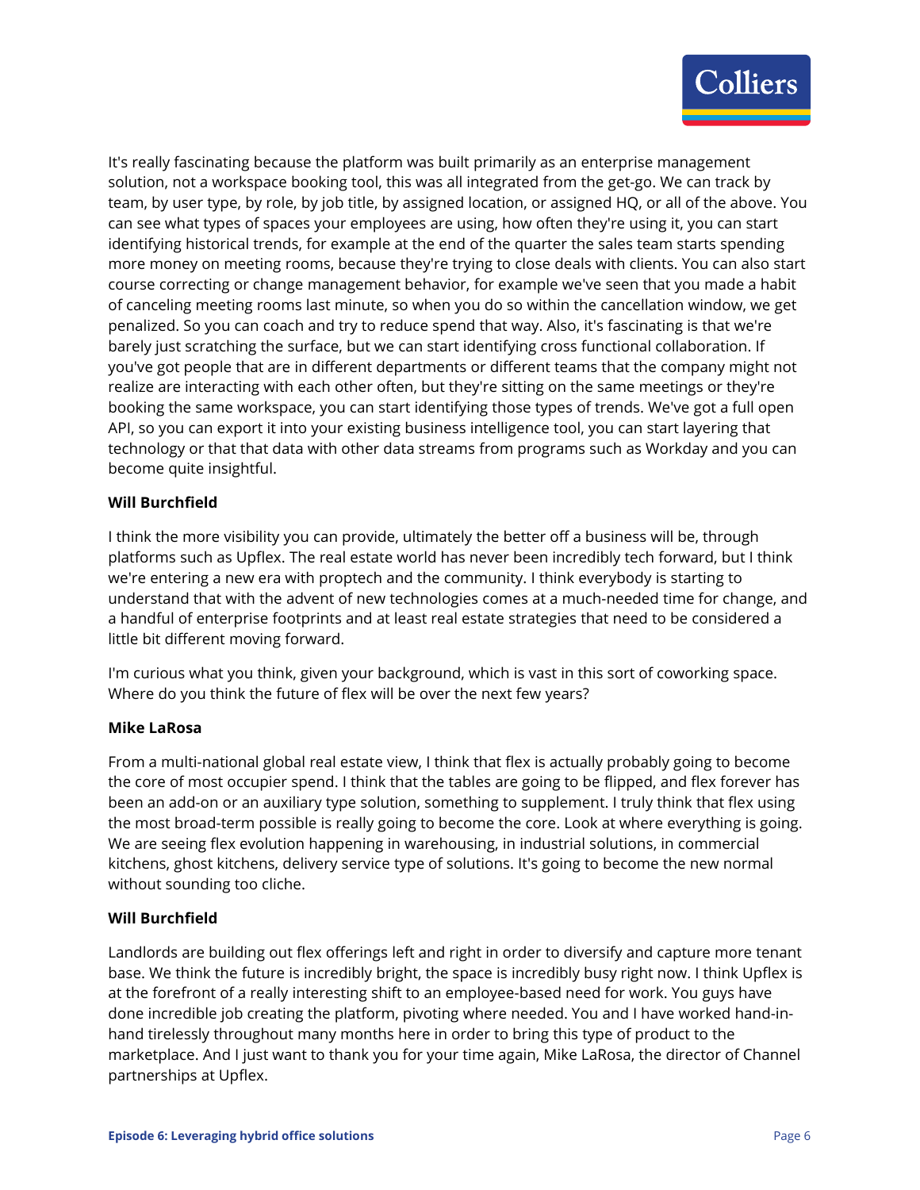It's really fascinating because the platform was built primarily as an enterprise management solution, not a workspace booking tool, this was all integrated from the get-go. We can track by team, by user type, by role, by job title, by assigned location, or assigned HQ, or all of the above. You can see what types of spaces your employees are using, how often they're using it, you can start identifying historical trends, for example at the end of the quarter the sales team starts spending more money on meeting rooms, because they're trying to close deals with clients. You can also start course correcting or change management behavior, for example we've seen that you made a habit of canceling meeting rooms last minute, so when you do so within the cancellation window, we get penalized. So you can coach and try to reduce spend that way. Also, it's fascinating is that we're barely just scratching the surface, but we can start identifying cross functional collaboration. If you've got people that are in different departments or different teams that the company might not realize are interacting with each other often, but they're sitting on the same meetings or they're booking the same workspace, you can start identifying those types of trends. We've got a full open API, so you can export it into your existing business intelligence tool, you can start layering that technology or that that data with other data streams from programs such as Workday and you can become quite insightful.

**Will Burchfield**

I think the more visibility you can provide, ultimately the better off a business will be, through platforms such as Upflex. The real estate world has never been incredibly tech forward, but I think we're entering a new era with proptech and the community. I think everybody is starting to understand that with the advent of new technologies comes at a much-needed time for change, and a handful of enterprise footprints and at least real estate strategies that need to be considered a little bit different moving forward.

I'm curious what you think, given your background, which is vast in this sort of coworking space. Where do you think the future of flex will be over the next few years?

**Mike LaRosa**

From a multi-national global real estate view, I think that flex is actually probably going to become the core of most occupier spend. I think that the tables are going to be flipped, and flex forever has been an add-on or an auxiliary type solution, something to supplement. I truly think that flex using the most broad-term possible is really going to become the core. Look at where everything is going. We are seeing flex evolution happening in warehousing, in industrial solutions, in commercial kitchens, ghost kitchens, delivery service type of solutions. It's going to become the new normal without sounding too cliche.

**Will Burchfield**

Landlords are building out flex offerings left and right in order to diversify and capture more tenant base. We think the future is incredibly bright, the space is incredibly busy right now. I think Upflex is at the forefront of a really interesting shift to an employee-based need for work. You guys have done incredible job creating the platform, pivoting where needed. You and I have worked hand-in-hand tirelessly throughout many months here in order to bring this type of product to the marketplace. And I just want to thank you for your time again, Mike LaRosa, the director of Channel partnerships at Upflex.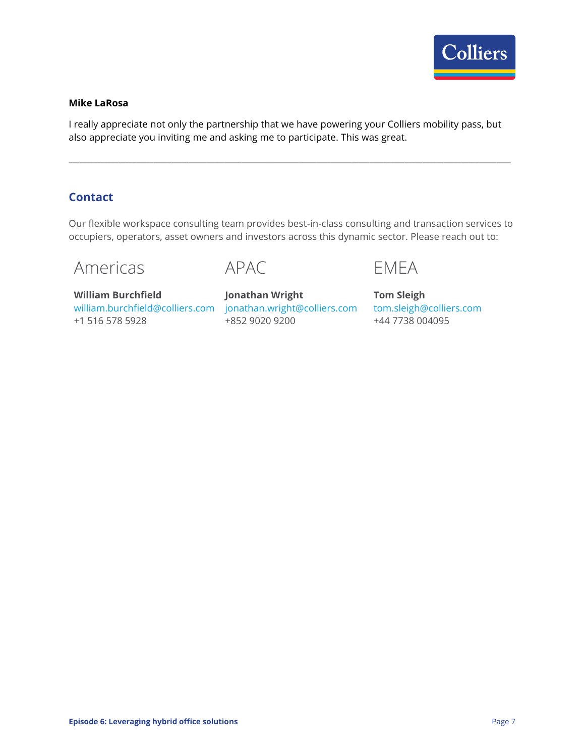**Mike LaRosa**

I really appreciate not only the partnership that we have powering your Colliers mobility pass, but also appreciate you inviting me and asking me to participate. This was great.

---

## Contact

Our flexible workspace consulting team provides best-in-class consulting and transaction services to occupiers, operators, asset owners and investors across this dynamic sector. Please reach out to:

### Americas

**William Burchfield**
william.burchfield@colliers.com
+1 516 578 5928

### APAC

**Jonathan Wright**
jonathan.wright@colliers.com
+852 9020 9200

### EMEA

**Tom Sleigh**
tom.sleigh@colliers.com
+44 7738 004095